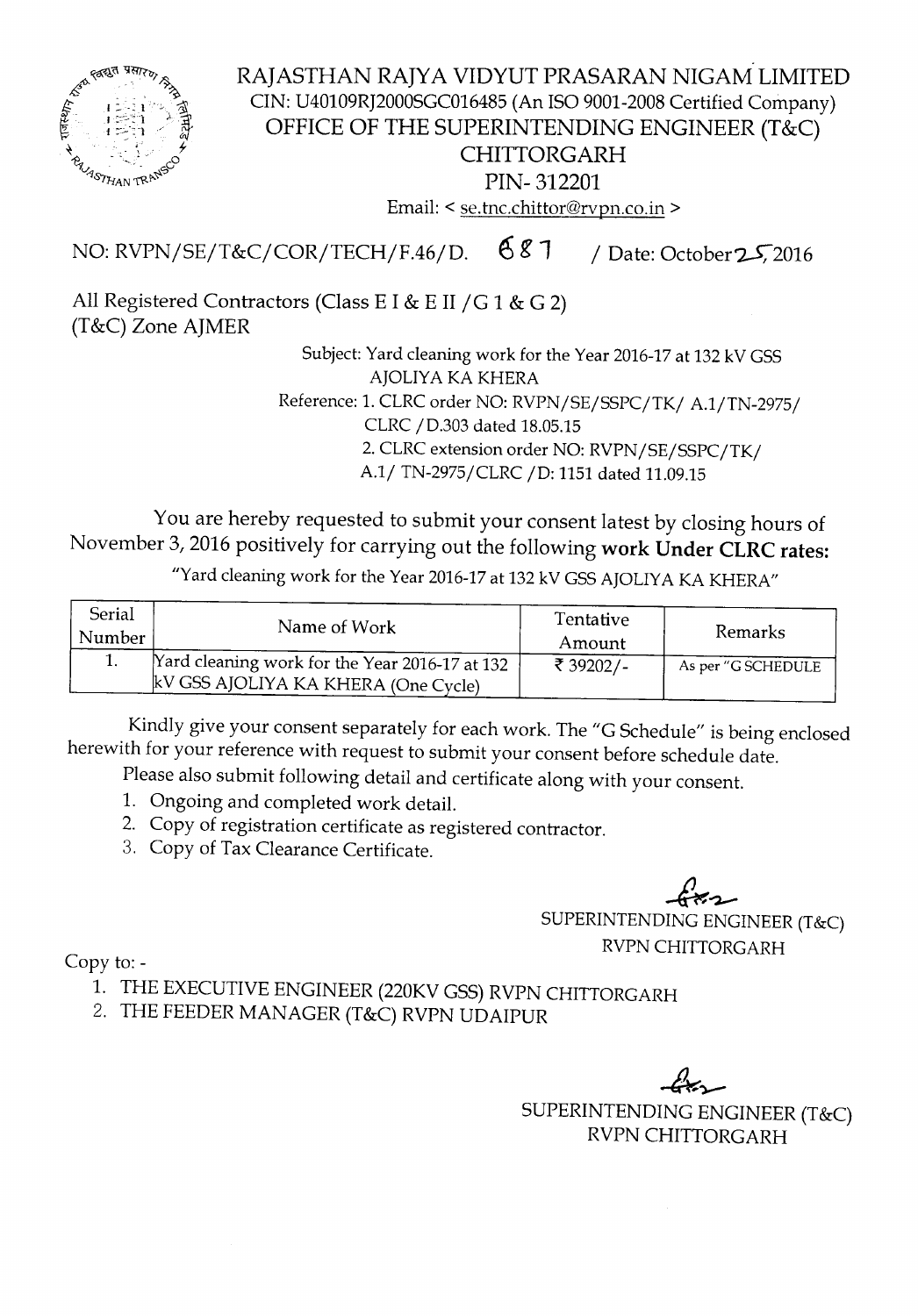# RAJASTHAN RAJYA VIDYUT PRASARAN NIGAM LIMITED

CIN: U40109RJ2000SGC016485 (An ISO 9001-2008 Certified Company)

## OFFICE OF THE SUPERINTENDING ENGINEER (T&C) CHITTORGARH

PIN- 312201

Email: < se.tnc.chittor@rvpn.co.in >

NO: RVPN/SE/T&C/COR/TECH/F.46/D. 687 / Date: October 25, 2016

All Registered Contractors (Class E I & E II / G 1 & G 2)
(T&C) Zone AJMER

Subject: Yard cleaning work for the Year 2016-17 at 132 kV GSS AJOLIYA KA KHERA

Reference: 1. CLRC order NO: RVPN/SE/SSPC/TK/ A.1/TN-2975/ CLRC / D.303 dated 18.05.15
2. CLRC extension order NO: RVPN/SE/SSPC/TK/ A.1/ TN-2975/CLRC /D: 1151 dated 11.09.15

You are hereby requested to submit your consent latest by closing hours of November 3, 2016 positively for carrying out the following **work Under CLRC rates:**

"Yard cleaning work for the Year 2016-17 at 132 kV GSS AJOLIYA KA KHERA"

| Serial Number | Name of Work | Tentative Amount | Remarks |
|---|---|---|---|
| 1. | Yard cleaning work for the Year 2016-17 at 132 kV GSS AJOLIYA KA KHERA (One Cycle) | ₹ 39202/- | As per "G SCHEDULE |

Kindly give your consent separately for each work. The "G Schedule" is being enclosed herewith for your reference with request to submit your consent before schedule date.

Please also submit following detail and certificate along with your consent.

1. Ongoing and completed work detail.
2. Copy of registration certificate as registered contractor.
3. Copy of Tax Clearance Certificate.

SUPERINTENDING ENGINEER (T&C)
RVPN CHITTORGARH

Copy to: -

1. THE EXECUTIVE ENGINEER (220KV GSS) RVPN CHITTORGARH
2. THE FEEDER MANAGER (T&C) RVPN UDAIPUR

SUPERINTENDING ENGINEER (T&C)
RVPN CHITTORGARH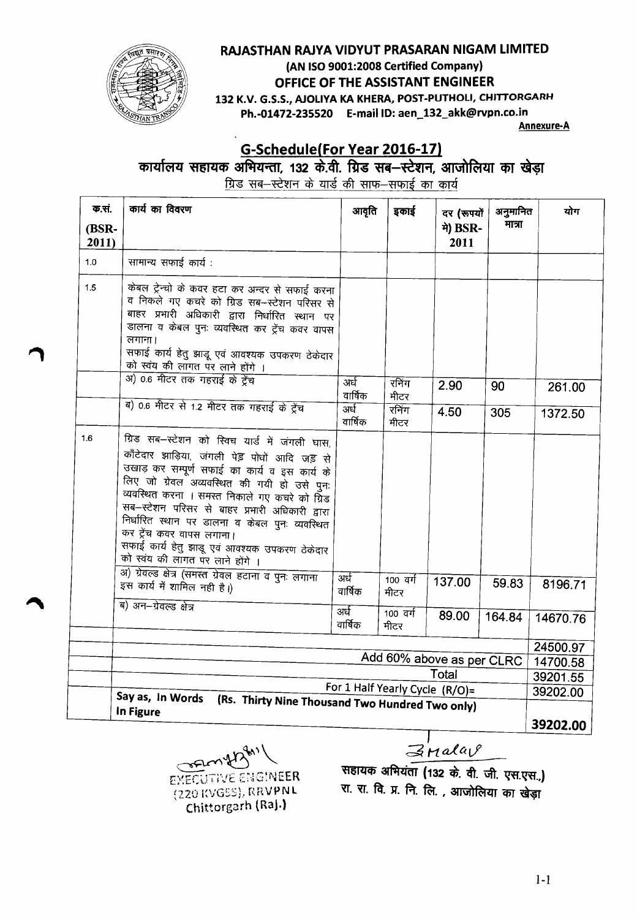**RAJASTHAN RAJYA VIDYUT PRASARAN NIGAM LIMITED**
**(AN ISO 9001:2008 Certified Company)**
**OFFICE OF THE ASSISTANT ENGINEER**
**132 K.V. G.S.S., AJOLIYA KA KHERA, POST-PUTHOLI, CHITTORGARH**
**Ph.-01472-235520 E-mail ID: aen_132_akk@rvpn.co.in**

**Annexure-A**

## G-Schedule(For Year 2016-17)

## कार्यालय सहायक अभियन्ता, 132 के.वी. ग्रिड सब–स्टेशन, आजोलिया का खेड़ा

ग्रिड सब–स्टेशन के यार्ड की साफ–सफाई का कार्य

| क.सं. (BSR-2011) | कार्य का विवरण | आवृति | इकाई | दर (रूपयों मे) BSR-2011 | अनुमानित मात्रा | योग |
|---|---|---|---|---|---|---|
| 1.0 | सामान्य सफाई कार्य : | | | | | |
| 1.5 | केबल ट्रेन्चो के कवर हटा कर अन्दर से सफाई करना व निकले गए कचरे को ग्रिड सब–स्टेशन परिसर से बाहर प्रभारी अधिकारी द्वारा निर्धारित स्थान पर डालना व केबल पुनः व्यवस्थित कर ट्रेंच कवर वापस लगाना। सफाई कार्य हेतु झाडू एवं आवश्यक उपकरण ठेकेदार को स्वंय की लागत पर लाने होंगे । | | | | | |
| | अ) 0.6 मीटर तक गहराई के ट्रेंच | अर्ध वार्षिक | रनिंग मीटर | 2.90 | 90 | 261.00 |
| | ब) 0.6 मीटर से 1.2 मीटर तक गहराई के ट्रेंच | अर्ध वार्षिक | रनिंग मीटर | 4.50 | 305 | 1372.50 |
| 1.6 | ग्रिड सब–स्टेशन को स्विच यार्ड में जंगली घास, काँटेदार झाड़िया, जंगली पेड़ पोधों आदि जड़ से उखाड़ कर सम्पूर्ण सफाई का कार्य व इस कार्य के लिए जो ग्रेवल अव्यवस्थित की गयी हो उसे पुनः व्यवस्थित करना । समस्त निकाले गए कचरे को ग्रिड सब–स्टेशन परिसर से बाहर प्रभारी अधिकारी द्वारा निर्धारित स्थान पर डालना व केबल पुनः व्यवस्थित कर ट्रेंच कवर वापस लगाना। सफाई कार्य हेतु झाडू एवं आवश्यक उपकरण ठेकेदार को स्वंय की लागत पर लाने होंगे । | | | | | |
| | अ) ग्रेवल्ड क्षेत्र (समस्त ग्रेवल हटाना व पुनः लगाना इस कार्य में शामिल नही है।) | अर्ध वार्षिक | 100 वर्ग मीटर | 137.00 | 59.83 | 8196.71 |
| | ब) अन–ग्रेवल्ड क्षेत्र | अर्ध वार्षिक | 100 वर्ग मीटर | 89.00 | 164.84 | 14670.76 |
| | | | | | | 24500.97 |
| | Add 60% above as per CLRC | | | | | 14700.58 |
| | Total | | | | | 39201.55 |
| | For 1 Half Yearly Cycle (R/O)= | | | | | 39202.00 |
| | Say as, In Words (Rs. Thirty Nine Thousand Two Hundred Two only) In Figure | | | | | 39202.00 |

EXECUTIVE ENGINEER
(220 KVGSS), RRVPNL
Chittorgarh (Raj.)

सहायक अभियंता (132 के. वी. जी. एस.एस.)
रा. रा. वि. प्र. नि. लि. , आजोलिया का खेड़ा